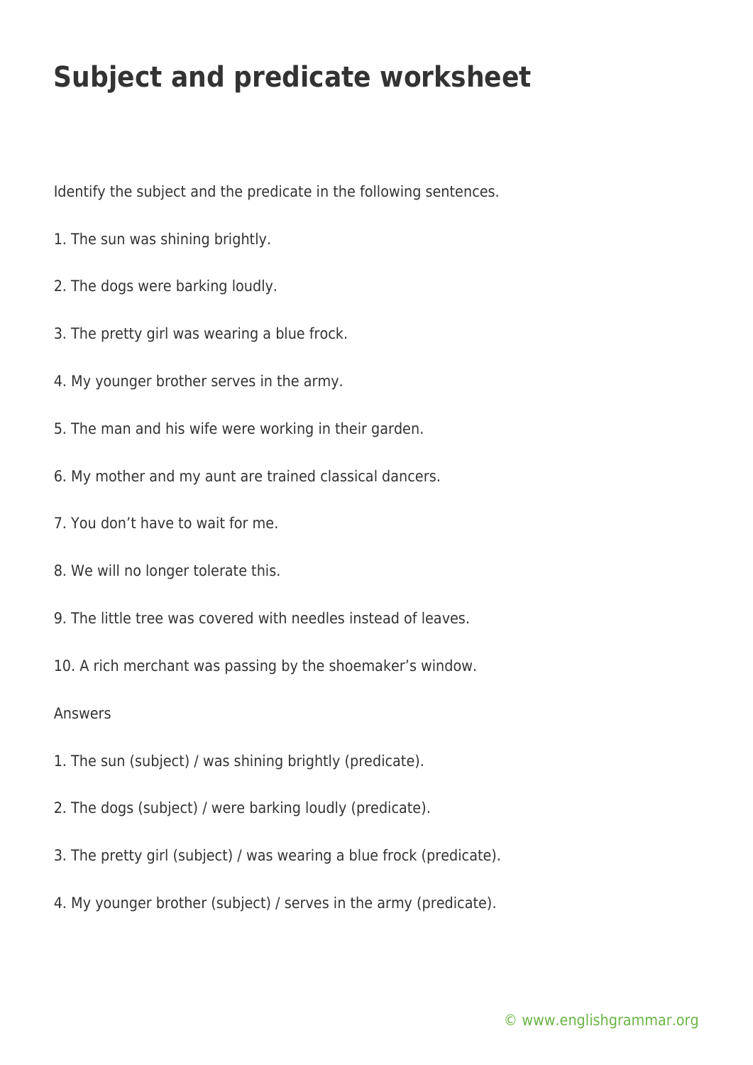# Subject and predicate worksheet

Identify the subject and the predicate in the following sentences.

1. The sun was shining brightly.

2. The dogs were barking loudly.

3. The pretty girl was wearing a blue frock.

4. My younger brother serves in the army.

5. The man and his wife were working in their garden.

6. My mother and my aunt are trained classical dancers.

7. You don't have to wait for me.

8. We will no longer tolerate this.

9. The little tree was covered with needles instead of leaves.

10. A rich merchant was passing by the shoemaker's window.

Answers

1. The sun (subject) / was shining brightly (predicate).

2. The dogs (subject) / were barking loudly (predicate).

3. The pretty girl (subject) / was wearing a blue frock (predicate).

4. My younger brother (subject) / serves in the army (predicate).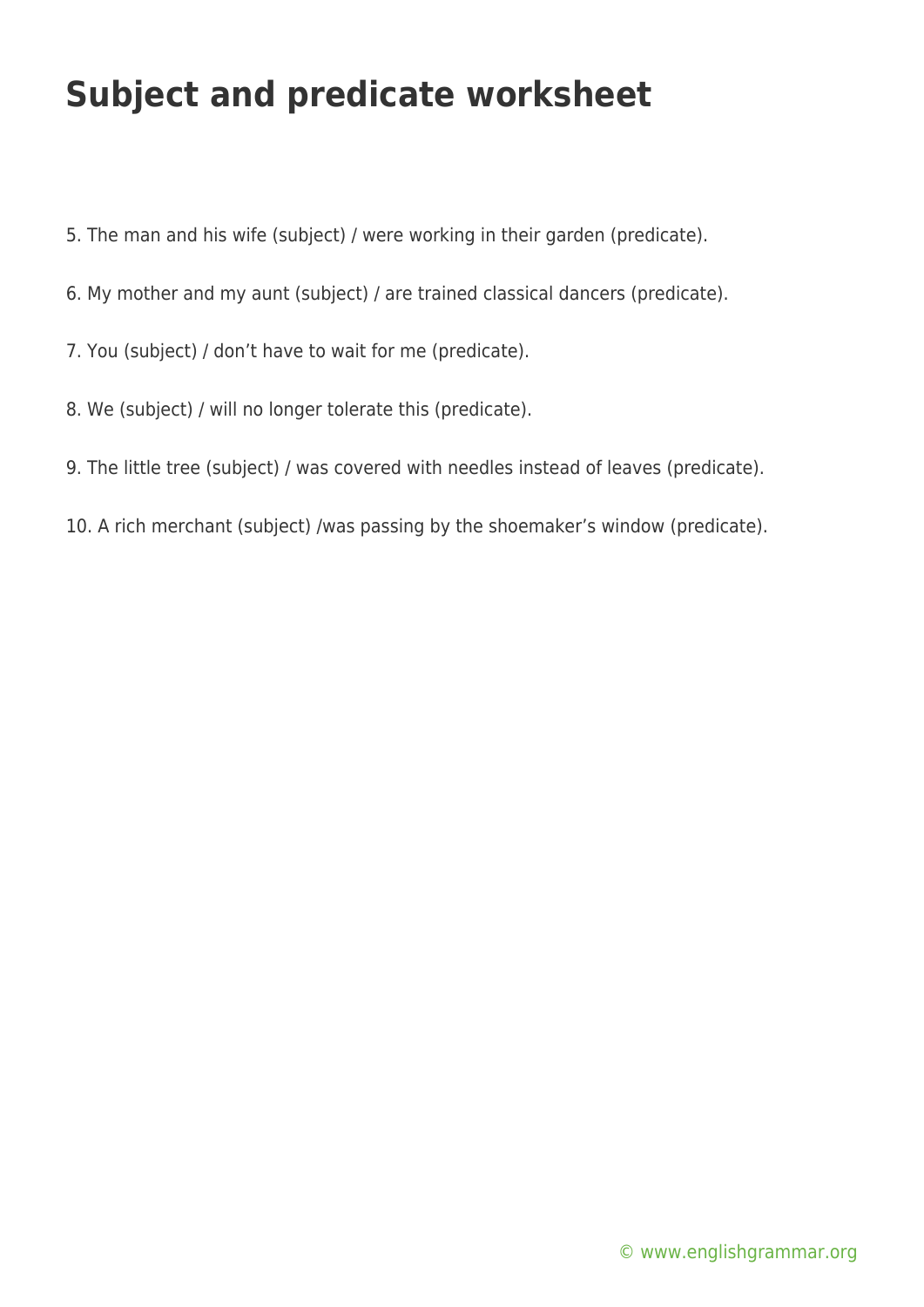# Subject and predicate worksheet

5. The man and his wife (subject) / were working in their garden (predicate).

6. My mother and my aunt (subject) / are trained classical dancers (predicate).

7. You (subject) / don't have to wait for me (predicate).

8. We (subject) / will no longer tolerate this (predicate).

9. The little tree (subject) / was covered with needles instead of leaves (predicate).

10. A rich merchant (subject) /was passing by the shoemaker's window (predicate).